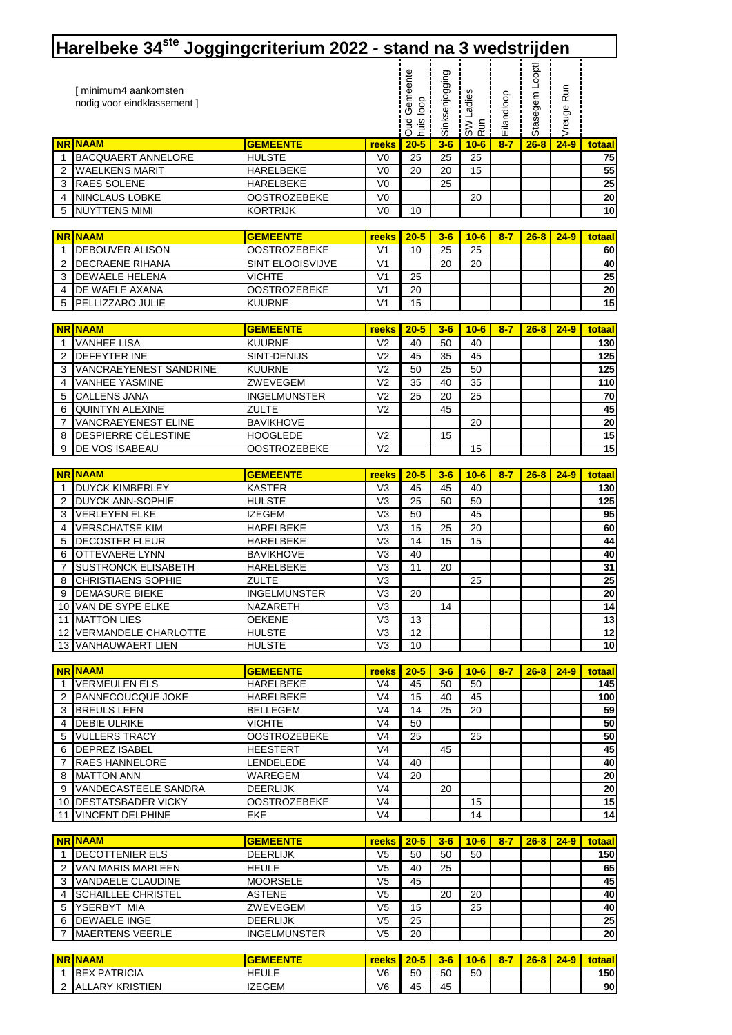# Harelbeke 34[ste] Joggingcriterium 2022 - stand na 3 wedstrijden

[ minimum4 aankomsten nodig voor eindklassement ]

| | | | | Oud Gemeente huis loop | Sinksenjogging | SW Ladies Run | Eilandloop | Stasegem Loopt! | Vreuge Run | |
|---|---|---|---|---|---|---|---|---|---|---|
| **NR** | **NAAM** | **GEMEENTE** | **reeks** | **20-5** | **3-6** | **10-6** | **8-7** | **26-8** | **24-9** | **totaal** |
| 1 | BACQUAERT ANNELORE | HULSTE | V0 | 25 | 25 | 25 | | | | 75 |
| 2 | WAELKENS MARIT | HARELBEKE | V0 | 20 | 20 | 15 | | | | 55 |
| 3 | RAES SOLENE | HARELBEKE | V0 | | 25 | | | | | 25 |
| 4 | NINCLAUS LOBKE | OOSTROZEBEKE | V0 | | | 20 | | | | 20 |
| 5 | NUYTTENS MIMI | KORTRIJK | V0 | 10 | | | | | | 10 |

| NR | NAAM | GEMEENTE | reeks | 20-5 | 3-6 | 10-6 | 8-7 | 26-8 | 24-9 | totaal |
|---|---|---|---|---|---|---|---|---|---|---|
| 1 | DEBOUVER ALISON | OOSTROZEBEKE | V1 | 10 | 25 | 25 | | | | 60 |
| 2 | DECRAENE RIHANA | SINT ELOOISVIJVE | V1 | | 20 | 20 | | | | 40 |
| 3 | DEWAELE HELENA | VICHTE | V1 | 25 | | | | | | 25 |
| 4 | DE WAELE AXANA | OOSTROZEBEKE | V1 | 20 | | | | | | 20 |
| 5 | PELLIZZARO JULIE | KUURNE | V1 | 15 | | | | | | 15 |

| NR | NAAM | GEMEENTE | reeks | 20-5 | 3-6 | 10-6 | 8-7 | 26-8 | 24-9 | totaal |
|---|---|---|---|---|---|---|---|---|---|---|
| 1 | VANHEE LISA | KUURNE | V2 | 40 | 50 | 40 | | | | 130 |
| 2 | DEFEYTER INE | SINT-DENIJS | V2 | 45 | 35 | 45 | | | | 125 |
| 3 | VANCRAEYENEST SANDRINE | KUURNE | V2 | 50 | 25 | 50 | | | | 125 |
| 4 | VANHEE YASMINE | ZWEVEGEM | V2 | 35 | 40 | 35 | | | | 110 |
| 5 | CALLENS JANA | INGELMUNSTER | V2 | 25 | 20 | 25 | | | | 70 |
| 6 | QUINTYN ALEXINE | ZULTE | V2 | | 45 | | | | | 45 |
| 7 | VANCRAEYENEST ELINE | BAVIKHOVE | | | | 20 | | | | 20 |
| 8 | DESPIERRE CÉLESTINE | HOOGLEDE | V2 | | 15 | | | | | 15 |
| 9 | DE VOS ISABEAU | OOSTROZEBEKE | V2 | | | 15 | | | | 15 |

| NR | NAAM | GEMEENTE | reeks | 20-5 | 3-6 | 10-6 | 8-7 | 26-8 | 24-9 | totaal |
|---|---|---|---|---|---|---|---|---|---|---|
| 1 | DUYCK KIMBERLEY | KASTER | V3 | 45 | 45 | 40 | | | | 130 |
| 2 | DUYCK ANN-SOPHIE | HULSTE | V3 | 25 | 50 | 50 | | | | 125 |
| 3 | VERLEYEN ELKE | IZEGEM | V3 | 50 | | 45 | | | | 95 |
| 4 | VERSCHATSE KIM | HARELBEKE | V3 | 15 | 25 | 20 | | | | 60 |
| 5 | DECOSTER FLEUR | HARELBEKE | V3 | 14 | 15 | 15 | | | | 44 |
| 6 | OTTEVAERE LYNN | BAVIKHOVE | V3 | 40 | | | | | | 40 |
| 7 | SUSTRONCK ELISABETH | HARELBEKE | V3 | 11 | 20 | | | | | 31 |
| 8 | CHRISTIAENS SOPHIE | ZULTE | V3 | | | 25 | | | | 25 |
| 9 | DEMASURE BIEKE | INGELMUNSTER | V3 | 20 | | | | | | 20 |
| 10 | VAN DE SYPE ELKE | NAZARETH | V3 | | 14 | | | | | 14 |
| 11 | MATTON LIES | OEKENE | V3 | 13 | | | | | | 13 |
| 12 | VERMANDELE CHARLOTTE | HULSTE | V3 | 12 | | | | | | 12 |
| 13 | VANHAUWAERT LIEN | HULSTE | V3 | 10 | | | | | | 10 |

| NR | NAAM | GEMEENTE | reeks | 20-5 | 3-6 | 10-6 | 8-7 | 26-8 | 24-9 | totaal |
|---|---|---|---|---|---|---|---|---|---|---|
| 1 | VERMEULEN ELS | HARELBEKE | V4 | 45 | 50 | 50 | | | | 145 |
| 2 | PANNECOUCQUE JOKE | HARELBEKE | V4 | 15 | 40 | 45 | | | | 100 |
| 3 | BREULS LEEN | BELLEGEM | V4 | 14 | 25 | 20 | | | | 59 |
| 4 | DEBIE ULRIKE | VICHTE | V4 | 50 | | | | | | 50 |
| 5 | VULLERS TRACY | OOSTROZEBEKE | V4 | 25 | | 25 | | | | 50 |
| 6 | DEPREZ ISABEL | HEESTERT | V4 | | 45 | | | | | 45 |
| 7 | RAES HANNELORE | LENDELEDE | V4 | 40 | | | | | | 40 |
| 8 | MATTON ANN | WAREGEM | V4 | 20 | | | | | | 20 |
| 9 | VANDECASTEELE SANDRA | DEERLIJK | V4 | | 20 | | | | | 20 |
| 10 | DESTATSBADER VICKY | OOSTROZEBEKE | V4 | | | 15 | | | | 15 |
| 11 | VINCENT DELPHINE | EKE | V4 | | | 14 | | | | 14 |

| NR | NAAM | GEMEENTE | reeks | 20-5 | 3-6 | 10-6 | 8-7 | 26-8 | 24-9 | totaal |
|---|---|---|---|---|---|---|---|---|---|---|
| 1 | DECOTTENIER ELS | DEERLIJK | V5 | 50 | 50 | 50 | | | | 150 |
| 2 | VAN MARIS MARLEEN | HEULE | V5 | 40 | 25 | | | | | 65 |
| 3 | VANDAELE CLAUDINE | MOORSELE | V5 | 45 | | | | | | 45 |
| 4 | SCHAILLEE CHRISTEL | ASTENE | V5 | | 20 | 20 | | | | 40 |
| 5 | YSERBYT MIA | ZWEVEGEM | V5 | 15 | | 25 | | | | 40 |
| 6 | DEWAELE INGE | DEERLIJK | V5 | 25 | | | | | | 25 |
| 7 | MAERTENS VEERLE | INGELMUNSTER | V5 | 20 | | | | | | 20 |

| NR | NAAM | GEMEENTE | reeks | 20-5 | 3-6 | 10-6 | 8-7 | 26-8 | 24-9 | totaal |
|---|---|---|---|---|---|---|---|---|---|---|
| 1 | BEX PATRICIA | HEULE | V6 | 50 | 50 | 50 | | | | 150 |
| 2 | ALLARY KRISTIEN | IZEGEM | V6 | 45 | 45 | | | | | 90 |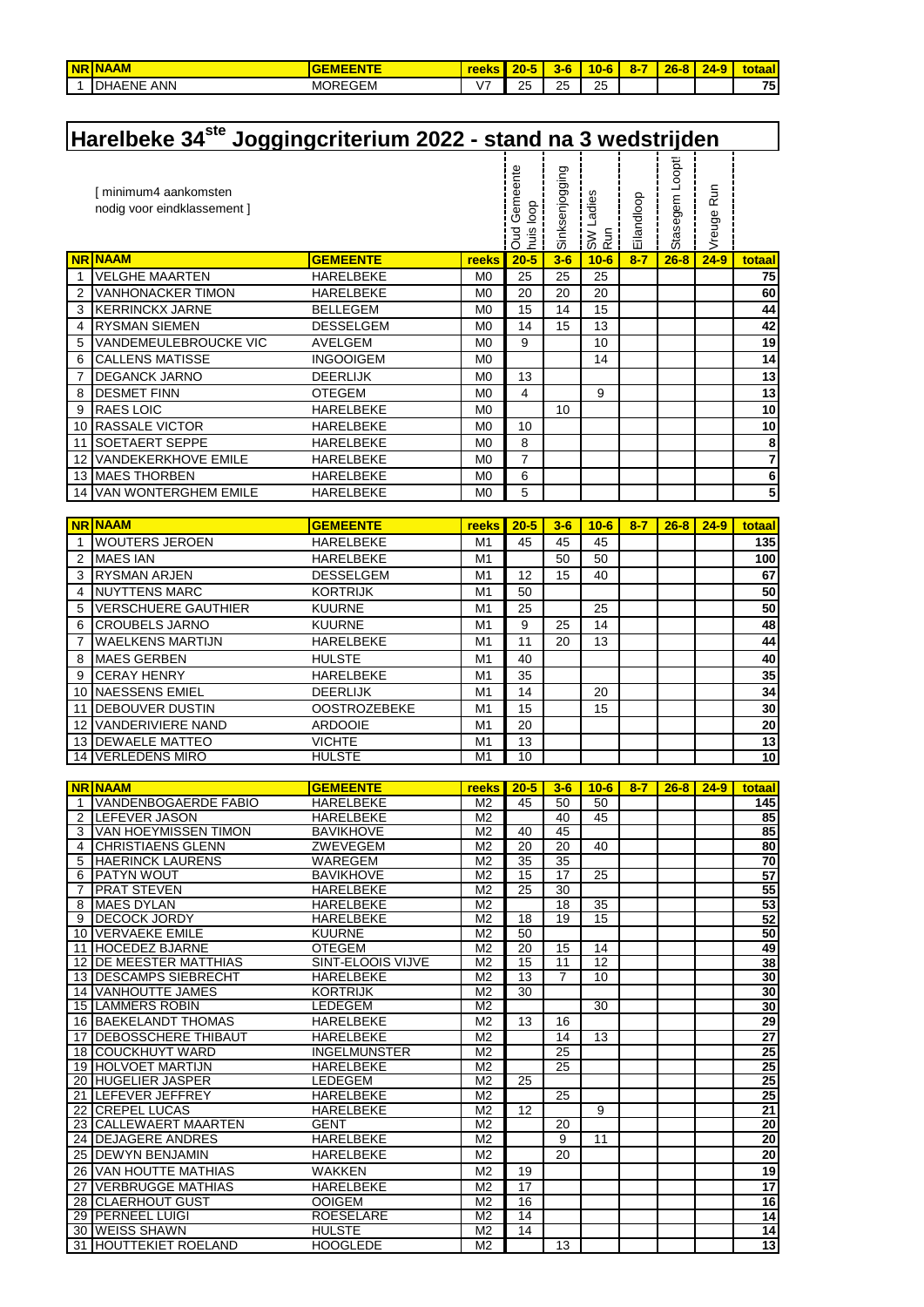| NR | NAAM | GEMEENTE | reeks | 20-5 | 3-6 | 10-6 | 8-7 | 26-8 | 24-9 | totaal |
|---|---|---|---|---|---|---|---|---|---|---|
| 1 | DHAENE ANN | MOREGEM | V7 | 25 | 25 | 25 | | | | 75 |

# Harelbeke 34^ste Joggingcriterium 2022 - stand na 3 wedstrijden

[ minimum4 aankomsten nodig voor eindklassement ]

| | | | | Oud Gemeentehuis loop | Sinksenjogging | SW Ladies Run | Eilandloop | Stasegem Loopt! | Vreuge Run | |
|---|---|---|---|---|---|---|---|---|---|---|
| NR | NAAM | GEMEENTE | reeks | 20-5 | 3-6 | 10-6 | 8-7 | 26-8 | 24-9 | totaal |
| 1 | VELGHE MAARTEN | HARELBEKE | M0 | 25 | 25 | 25 | | | | 75 |
| 2 | VANHONACKER TIMON | HARELBEKE | M0 | 20 | 20 | 20 | | | | 60 |
| 3 | KERRINCKX JARNE | BELLEGEM | M0 | 15 | 14 | 15 | | | | 44 |
| 4 | RYSMAN SIEMEN | DESSELGEM | M0 | 14 | 15 | 13 | | | | 42 |
| 5 | VANDEMEULEBROUCKE VIC | AVELGEM | M0 | 9 | | 10 | | | | 19 |
| 6 | CALLENS MATISSE | INGOOIGEM | M0 | | | 14 | | | | 14 |
| 7 | DEGANCK JARNO | DEERLIJK | M0 | 13 | | | | | | 13 |
| 8 | DESMET FINN | OTEGEM | M0 | 4 | | 9 | | | | 13 |
| 9 | RAES LOIC | HARELBEKE | M0 | | 10 | | | | | 10 |
| 10 | RASSALE VICTOR | HARELBEKE | M0 | 10 | | | | | | 10 |
| 11 | SOETAERT SEPPE | HARELBEKE | M0 | 8 | | | | | | 8 |
| 12 | VANDEKERKHOVE EMILE | HARELBEKE | M0 | 7 | | | | | | 7 |
| 13 | MAES THORBEN | HARELBEKE | M0 | 6 | | | | | | 6 |
| 14 | VAN WONTERGHEM EMILE | HARELBEKE | M0 | 5 | | | | | | 5 |

| NR | NAAM | GEMEENTE | reeks | 20-5 | 3-6 | 10-6 | 8-7 | 26-8 | 24-9 | totaal |
|---|---|---|---|---|---|---|---|---|---|---|
| 1 | WOUTERS JEROEN | HARELBEKE | M1 | 45 | 45 | 45 | | | | 135 |
| 2 | MAES IAN | HARELBEKE | M1 | | 50 | 50 | | | | 100 |
| 3 | RYSMAN ARJEN | DESSELGEM | M1 | 12 | 15 | 40 | | | | 67 |
| 4 | NUYTTENS MARC | KORTRIJK | M1 | 50 | | | | | | 50 |
| 5 | VERSCHUERE GAUTHIER | KUURNE | M1 | 25 | | 25 | | | | 50 |
| 6 | CROUBELS JARNO | KUURNE | M1 | 9 | 25 | 14 | | | | 48 |
| 7 | WAELKENS MARTIJN | HARELBEKE | M1 | 11 | 20 | 13 | | | | 44 |
| 8 | MAES GERBEN | HULSTE | M1 | 40 | | | | | | 40 |
| 9 | CERAY HENRY | HARELBEKE | M1 | 35 | | | | | | 35 |
| 10 | NAESSENS EMIEL | DEERLIJK | M1 | 14 | | 20 | | | | 34 |
| 11 | DEBOUVER DUSTIN | OOSTROZEBEKE | M1 | 15 | | 15 | | | | 30 |
| 12 | VANDERIVIERE NAND | ARDOOIE | M1 | 20 | | | | | | 20 |
| 13 | DEWAELE MATTEO | VICHTE | M1 | 13 | | | | | | 13 |
| 14 | VERLEDENS MIRO | HULSTE | M1 | 10 | | | | | | 10 |

| NR | NAAM | GEMEENTE | reeks | 20-5 | 3-6 | 10-6 | 8-7 | 26-8 | 24-9 | totaal |
|---|---|---|---|---|---|---|---|---|---|---|
| 1 | VANDENBOGAERDE FABIO | HARELBEKE | M2 | 45 | 50 | 50 | | | | 145 |
| 2 | LEFEVER JASON | HARELBEKE | M2 | | 40 | 45 | | | | 85 |
| 3 | VAN HOEYMISSEN TIMON | BAVIKHOVE | M2 | 40 | 45 | | | | | 85 |
| 4 | CHRISTIAENS GLENN | ZWEVEGEM | M2 | 20 | 20 | 40 | | | | 80 |
| 5 | HAERINCK LAURENS | WAREGEM | M2 | 35 | 35 | | | | | 70 |
| 6 | PATYN WOUT | BAVIKHOVE | M2 | 15 | 17 | 25 | | | | 57 |
| 7 | PRAT STEVEN | HARELBEKE | M2 | 25 | 30 | | | | | 55 |
| 8 | MAES DYLAN | HARELBEKE | M2 | | 18 | 35 | | | | 53 |
| 9 | DECOCK JORDY | HARELBEKE | M2 | 18 | 19 | 15 | | | | 52 |
| 10 | VERVAEKE EMILE | KUURNE | M2 | 50 | | | | | | 50 |
| 11 | HOCEDEZ BJARNE | OTEGEM | M2 | 20 | 15 | 14 | | | | 49 |
| 12 | DE MEESTER MATTHIAS | SINT-ELOOIS VIJVE | M2 | 15 | 11 | 12 | | | | 38 |
| 13 | DESCAMPS SIEBRECHT | HARELBEKE | M2 | 13 | 7 | 10 | | | | 30 |
| 14 | VANHOUTTE JAMES | KORTRIJK | M2 | 30 | | | | | | 30 |
| 15 | LAMMERS ROBIN | LEDEGEM | M2 | | | 30 | | | | 30 |
| 16 | BAEKELANDT THOMAS | HARELBEKE | M2 | 13 | 16 | | | | | 29 |
| 17 | DEBOSSCHERE THIBAUT | HARELBEKE | M2 | | 14 | 13 | | | | 27 |
| 18 | COUCKHUYT WARD | INGELMUNSTER | M2 | | 25 | | | | | 25 |
| 19 | HOLVOET MARTIJN | HARELBEKE | M2 | | 25 | | | | | 25 |
| 20 | HUGELIER JASPER | LEDEGEM | M2 | 25 | | | | | | 25 |
| 21 | LEFEVER JEFFREY | HARELBEKE | M2 | | 25 | | | | | 25 |
| 22 | CREPEL LUCAS | HARELBEKE | M2 | 12 | | 9 | | | | 21 |
| 23 | CALLEWAERT MAARTEN | GENT | M2 | | 20 | | | | | 20 |
| 24 | DEJAGERE ANDRES | HARELBEKE | M2 | | 9 | 11 | | | | 20 |
| 25 | DEWYN BENJAMIN | HARELBEKE | M2 | | 20 | | | | | 20 |
| 26 | VAN HOUTTE MATHIAS | WAKKEN | M2 | 19 | | | | | | 19 |
| 27 | VERBRUGGE MATHIAS | HARELBEKE | M2 | 17 | | | | | | 17 |
| 28 | CLAERHOUT GUST | OOIGEM | M2 | 16 | | | | | | 16 |
| 29 | PERNEEL LUIGI | ROESELARE | M2 | 14 | | | | | | 14 |
| 30 | WEISS SHAWN | HULSTE | M2 | 14 | | | | | | 14 |
| 31 | HOUTTEKIET ROELAND | HOOGLEDE | M2 | | 13 | | | | | 13 |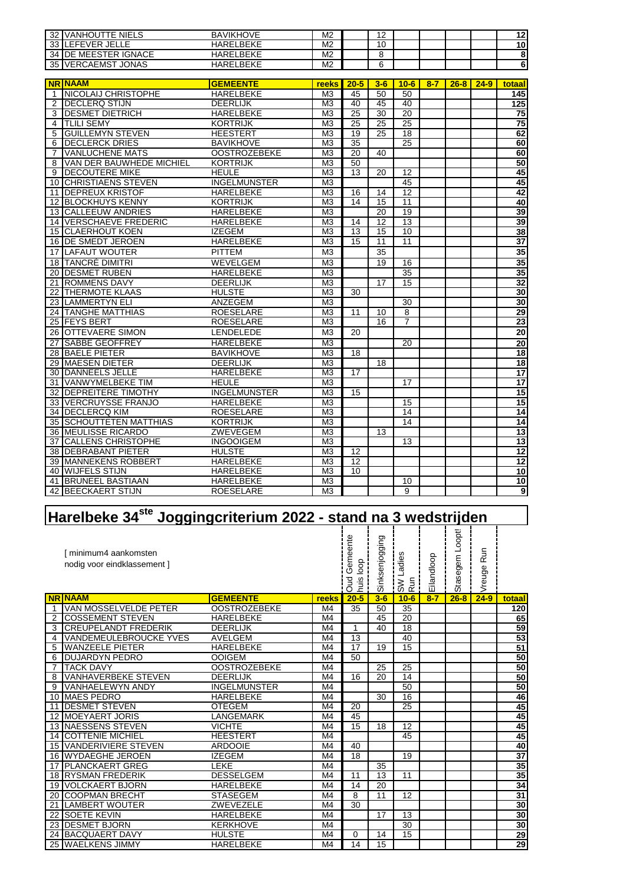| NR | NAAM | GEMEENTE | reeks | 20-5 | 3-6 | 10-6 | 8-7 | 26-8 | 24-9 | totaal |
|---|---|---|---|---|---|---|---|---|---|---|
| 32 | VANHOUTTE NIELS | BAVIKHOVE | M2 | | 12 | | | | | 12 |
| 33 | LEFEVER JELLE | HARELBEKE | M2 | | 10 | | | | | 10 |
| 34 | DE MEESTER IGNACE | HARELBEKE | M2 | | 8 | | | | | 8 |
| 35 | VERCAEMST JONAS | HARELBEKE | M2 | | 6 | | | | | 6 |

| NR | NAAM | GEMEENTE | reeks | 20-5 | 3-6 | 10-6 | 8-7 | 26-8 | 24-9 | totaal |
|---|---|---|---|---|---|---|---|---|---|---|
| 1 | NICOLAIJ CHRISTOPHE | HARELBEKE | M3 | 45 | 50 | 50 | | | | 145 |
| 2 | DECLERQ STIJN | DEERLIJK | M3 | 40 | 45 | 40 | | | | 125 |
| 3 | DESMET DIETRICH | HARELBEKE | M3 | 25 | 30 | 20 | | | | 75 |
| 4 | TLILI SEMY | KORTRIJK | M3 | 25 | 25 | 25 | | | | 75 |
| 5 | GUILLEMYN STEVEN | HEESTERT | M3 | 19 | 25 | 18 | | | | 62 |
| 6 | DECLERCK DRIES | BAVIKHOVE | M3 | 35 | | 25 | | | | 60 |
| 7 | VANLUCHENE MATS | OOSTROZEBEKE | M3 | 20 | 40 | | | | | 60 |
| 8 | VAN DER BAUWHEDE MICHIEL | KORTRIJK | M3 | 50 | | | | | | 50 |
| 9 | DECOUTERE MIKE | HEULE | M3 | 13 | 20 | 12 | | | | 45 |
| 10 | CHRISTIAENS STEVEN | INGELMUNSTER | M3 | | | 45 | | | | 45 |
| 11 | DEPREUX KRISTOF | HARELBEKE | M3 | 16 | 14 | 12 | | | | 42 |
| 12 | BLOCKHUYS KENNY | KORTRIJK | M3 | 14 | 15 | 11 | | | | 40 |
| 13 | CALLEEUW ANDRIES | HARELBEKE | M3 | | 20 | 19 | | | | 39 |
| 14 | VERSCHAEVE FREDERIC | HARELBEKE | M3 | 14 | 12 | 13 | | | | 39 |
| 15 | CLAERHOUT KOEN | IZEGEM | M3 | 13 | 15 | 10 | | | | 38 |
| 16 | DE SMEDT JEROEN | HARELBEKE | M3 | 15 | 11 | 11 | | | | 37 |
| 17 | LAFAUT WOUTER | PITTEM | M3 | | 35 | | | | | 35 |
| 18 | TANCRÉ DIMITRI | WEVELGEM | M3 | | 19 | 16 | | | | 35 |
| 20 | DESMET RUBEN | HARELBEKE | M3 | | | 35 | | | | 35 |
| 21 | ROMMENS DAVY | DEERLIJK | M3 | | 17 | 15 | | | | 32 |
| 22 | THERMOTE KLAAS | HULSTE | M3 | 30 | | | | | | 30 |
| 23 | LAMMERTYN ELI | ANZEGEM | M3 | | | 30 | | | | 30 |
| 24 | TANGHE MATTHIAS | ROESELARE | M3 | 11 | 10 | 8 | | | | 29 |
| 25 | FEYS BERT | ROESELARE | M3 | | 16 | 7 | | | | 23 |
| 26 | OTTEVAERE SIMON | LENDELEDE | M3 | 20 | | | | | | 20 |
| 27 | SABBE GEOFFREY | HARELBEKE | M3 | | | 20 | | | | 20 |
| 28 | BAELE PIETER | BAVIKHOVE | M3 | 18 | | | | | | 18 |
| 29 | MAESEN DIETER | DEERLIJK | M3 | | 18 | | | | | 18 |
| 30 | DANNEELS JELLE | HARELBEKE | M3 | 17 | | | | | | 17 |
| 31 | VANWYMELBEKE TIM | HEULE | M3 | | | 17 | | | | 17 |
| 32 | DEPREITERE TIMOTHY | INGELMUNSTER | M3 | 15 | | | | | | 15 |
| 33 | VERCRUYSSE FRANJO | HARELBEKE | M3 | | | 15 | | | | 15 |
| 34 | DECLERCQ KIM | ROESELARE | M3 | | | 14 | | | | 14 |
| 35 | SCHOUTTETEN MATTHIAS | KORTRIJK | M3 | | | 14 | | | | 14 |
| 36 | MEULISSE RICARDO | ZWEVEGEM | M3 | | 13 | | | | | 13 |
| 37 | CALLENS CHRISTOPHE | INGOOIGEM | M3 | | | 13 | | | | 13 |
| 38 | DEBRABANT PIETER | HULSTE | M3 | 12 | | | | | | 12 |
| 39 | MANNEKENS ROBBERT | HARELBEKE | M3 | 12 | | | | | | 12 |
| 40 | WIJFELS STIJN | HARELBEKE | M3 | 10 | | | | | | 10 |
| 41 | BRUNEEL BASTIAAN | HARELBEKE | M3 | | | 10 | | | | 10 |
| 42 | BEECKAERT STIJN | ROESELARE | M3 | | | 9 | | | | 9 |

# Harelbeke 34ste Joggingcriterium 2022 - stand na 3 wedstrijden

[ minimum4 aankomsten nodig voor eindklassement ]

| | | | | Oud Gemeentehuis loop | Sinksenjogging | SW Ladies Run | Eilandloop | Stasegem Loopt! | Vreuge Run | |
|---|---|---|---|---|---|---|---|---|---|---|
| NR | NAAM | GEMEENTE | reeks | 20-5 | 3-6 | 10-6 | 8-7 | 26-8 | 24-9 | totaal |
| 1 | VAN MOSSELVELDE PETER | OOSTROZEBEKE | M4 | 35 | 50 | 35 | | | | 120 |
| 2 | COSSEMENT STEVEN | HARELBEKE | M4 | | 45 | 20 | | | | 65 |
| 3 | CREUPELANDT FREDERIK | DEERLIJK | M4 | 1 | 40 | 18 | | | | 59 |
| 4 | VANDEMEULEBROUCKE YVES | AVELGEM | M4 | 13 | | 40 | | | | 53 |
| 5 | WANZEELE PIETER | HARELBEKE | M4 | 17 | 19 | 15 | | | | 51 |
| 6 | DUJARDYN PEDRO | OOIGEM | M4 | 50 | | | | | | 50 |
| 7 | TACK DAVY | OOSTROZEBEKE | M4 | | 25 | 25 | | | | 50 |
| 8 | VANHAVERBEKE STEVEN | DEERLIJK | M4 | 16 | 20 | 14 | | | | 50 |
| 9 | VANHAELEWYN ANDY | INGELMUNSTER | M4 | | | 50 | | | | 50 |
| 10 | MAES PEDRO | HARELBEKE | M4 | | 30 | 16 | | | | 46 |
| 11 | DESMET STEVEN | OTEGEM | M4 | 20 | | 25 | | | | 45 |
| 12 | MOEYAERT JORIS | LANGEMARK | M4 | 45 | | | | | | 45 |
| 13 | NAESSENS STEVEN | VICHTE | M4 | 15 | 18 | 12 | | | | 45 |
| 14 | COTTENIE MICHIEL | HEESTERT | M4 | | | 45 | | | | 45 |
| 15 | VANDERIVIERE STEVEN | ARDOOIE | M4 | 40 | | | | | | 40 |
| 16 | WYDAEGHE JEROEN | IZEGEM | M4 | 18 | | 19 | | | | 37 |
| 17 | PLANCKAERT GREG | LEKE | M4 | | 35 | | | | | 35 |
| 18 | RYSMAN FREDERIK | DESSELGEM | M4 | 11 | 13 | 11 | | | | 35 |
| 19 | VOLCKAERT BJORN | HARELBEKE | M4 | 14 | 20 | | | | | 34 |
| 20 | COOPMAN BRECHT | STASEGEM | M4 | 8 | 11 | 12 | | | | 31 |
| 21 | LAMBERT WOUTER | ZWEVEZELE | M4 | 30 | | | | | | 30 |
| 22 | SOETE KEVIN | HARELBEKE | M4 | | 17 | 13 | | | | 30 |
| 23 | DESMET BJORN | KERKHOVE | M4 | | | 30 | | | | 30 |
| 24 | BACQUAERT DAVY | HULSTE | M4 | 0 | 14 | 15 | | | | 29 |
| 25 | WAELKENS JIMMY | HARELBEKE | M4 | 14 | 15 | | | | | 29 |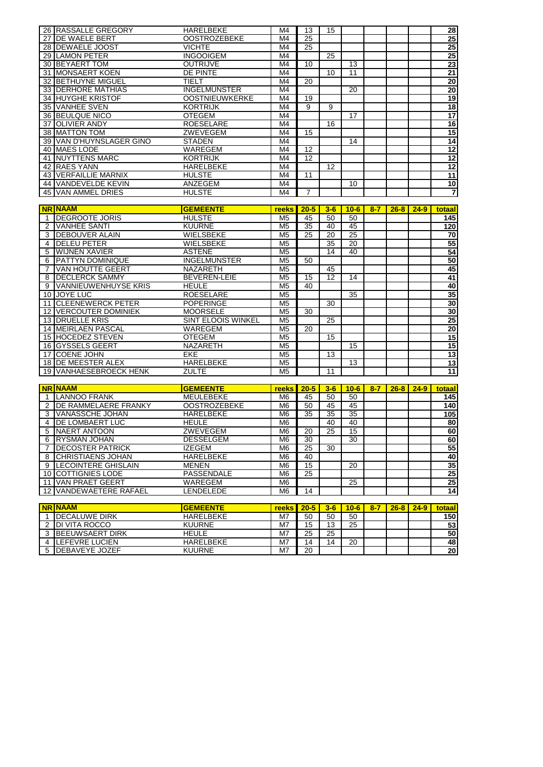| | | | | | | | | | | |
|---|---|---|---|---|---|---|---|---|---|---|
| 26 | RASSALLE GREGORY | HARELBEKE | M4 | 13 | 15 | | | | | 28 |
| 27 | DE WAELE BERT | OOSTROZEBEKE | M4 | 25 | | | | | | 25 |
| 28 | DEWAELE JOOST | VICHTE | M4 | 25 | | | | | | 25 |
| 29 | LAMON PETER | INGOOIGEM | M4 | | 25 | | | | | 25 |
| 30 | BEYAERT TOM | OUTRIJVE | M4 | 10 | | 13 | | | | 23 |
| 31 | MONSAERT KOEN | DE PINTE | M4 | | 10 | 11 | | | | 21 |
| 32 | BETHUYNE MIGUEL | TIELT | M4 | 20 | | | | | | 20 |
| 33 | DERHORE MATHIAS | INGELMUNSTER | M4 | | | 20 | | | | 20 |
| 34 | HUYGHE KRISTOF | OOSTNIEUWKERKE | M4 | 19 | | | | | | 19 |
| 35 | VANHEE SVEN | KORTRIJK | M4 | 9 | 9 | | | | | 18 |
| 36 | BEULQUE NICO | OTEGEM | M4 | | | 17 | | | | 17 |
| 37 | OLIVIER ANDY | ROESELARE | M4 | | 16 | | | | | 16 |
| 38 | MATTON TOM | ZWEVEGEM | M4 | 15 | | | | | | 15 |
| 39 | VAN D'HUYNSLAGER GINO | STADEN | M4 | | | 14 | | | | 14 |
| 40 | MAES LODE | WAREGEM | M4 | 12 | | | | | | 12 |
| 41 | NUYTTENS MARC | KORTRIJK | M4 | 12 | | | | | | 12 |
| 42 | RAES YANN | HARELBEKE | M4 | | 12 | | | | | 12 |
| 43 | VERFAILLIE MARNIX | HULSTE | M4 | 11 | | | | | | 11 |
| 44 | VANDEVELDE KEVIN | ANZEGEM | M4 | | | 10 | | | | 10 |
| 45 | VAN AMMEL DRIES | HULSTE | M4 | 7 | | | | | | 7 |

| NR | NAAM | GEMEENTE | reeks | 20-5 | 3-6 | 10-6 | 8-7 | 26-8 | 24-9 | totaal |
|---|---|---|---|---|---|---|---|---|---|---|
| 1 | DEGROOTE JORIS | HULSTE | M5 | 45 | 50 | 50 | | | | 145 |
| 2 | VANHEE SANTI | KUURNE | M5 | 35 | 40 | 45 | | | | 120 |
| 3 | DEBOUVER ALAIN | WIELSBEKE | M5 | 25 | 20 | 25 | | | | 70 |
| 4 | DELEU PETER | WIELSBEKE | M5 | | 35 | 20 | | | | 55 |
| 5 | WIJNEN XAVIER | ASTENE | M5 | | 14 | 40 | | | | 54 |
| 6 | PATTYN DOMINIQUE | INGELMUNSTER | M5 | 50 | | | | | | 50 |
| 7 | VAN HOUTTE GEERT | NAZARETH | M5 | | 45 | | | | | 45 |
| 8 | DECLERCK SAMMY | BEVEREN-LEIE | M5 | 15 | 12 | 14 | | | | 41 |
| 9 | VANNIEUWENHUYSE KRIS | HEULE | M5 | 40 | | | | | | 40 |
| 10 | JOYE LUC | ROESELARE | M5 | | | 35 | | | | 35 |
| 11 | CLEENEWERCK PETER | POPERINGE | M5 | | 30 | | | | | 30 |
| 12 | VERCOUTER DOMINIEK | MOORSELE | M5 | 30 | | | | | | 30 |
| 13 | DRUELLE KRIS | SINT ELOOIS WINKEL | M5 | | 25 | | | | | 25 |
| 14 | MEIRLAEN PASCAL | WAREGEM | M5 | 20 | | | | | | 20 |
| 15 | HOCEDEZ STEVEN | OTEGEM | M5 | | 15 | | | | | 15 |
| 16 | GYSSELS GEERT | NAZARETH | M5 | | | 15 | | | | 15 |
| 17 | COENE JOHN | EKE | M5 | | 13 | | | | | 13 |
| 18 | DE MEESTER ALEX | HARELBEKE | M5 | | | 13 | | | | 13 |
| 19 | VANHAESEBROECK HENK | ZULTE | M5 | | 11 | | | | | 11 |

| NR | NAAM | GEMEENTE | reeks | 20-5 | 3-6 | 10-6 | 8-7 | 26-8 | 24-9 | totaal |
|---|---|---|---|---|---|---|---|---|---|---|
| 1 | LANNOO FRANK | MEULEBEKE | M6 | 45 | 50 | 50 | | | | 145 |
| 2 | DE RAMMELAERE FRANKY | OOSTROZEBEKE | M6 | 50 | 45 | 45 | | | | 140 |
| 3 | VANASSCHE JOHAN | HARELBEKE | M6 | 35 | 35 | 35 | | | | 105 |
| 4 | DE LOMBAERT LUC | HEULE | M6 | | 40 | 40 | | | | 80 |
| 5 | NAERT ANTOON | ZWEVEGEM | M6 | 20 | 25 | 15 | | | | 60 |
| 6 | RYSMAN JOHAN | DESSELGEM | M6 | 30 | | 30 | | | | 60 |
| 7 | DECOSTER PATRICK | IZEGEM | M6 | 25 | 30 | | | | | 55 |
| 8 | CHRISTIAENS JOHAN | HARELBEKE | M6 | 40 | | | | | | 40 |
| 9 | LECOINTERE GHISLAIN | MENEN | M6 | 15 | | 20 | | | | 35 |
| 10 | COTTIGNIES LODE | PASSENDALE | M6 | 25 | | | | | | 25 |
| 11 | VAN PRAET GEERT | WAREGEM | M6 | | | 25 | | | | 25 |
| 12 | VANDEWAETERE RAFAEL | LENDELEDE | M6 | 14 | | | | | | 14 |

| NR | NAAM | GEMEENTE | reeks | 20-5 | 3-6 | 10-6 | 8-7 | 26-8 | 24-9 | totaal |
|---|---|---|---|---|---|---|---|---|---|---|
| 1 | DECALUWE DIRK | HARELBEKE | M7 | 50 | 50 | 50 | | | | 150 |
| 2 | DI VITA ROCCO | KUURNE | M7 | 15 | 13 | 25 | | | | 53 |
| 3 | BEEUWSAERT DIRK | HEULE | M7 | 25 | 25 | | | | | 50 |
| 4 | LEFEVRE LUCIEN | HARELBEKE | M7 | 14 | 14 | 20 | | | | 48 |
| 5 | DEBAVEYE JOZEF | KUURNE | M7 | 20 | | | | | | 20 |